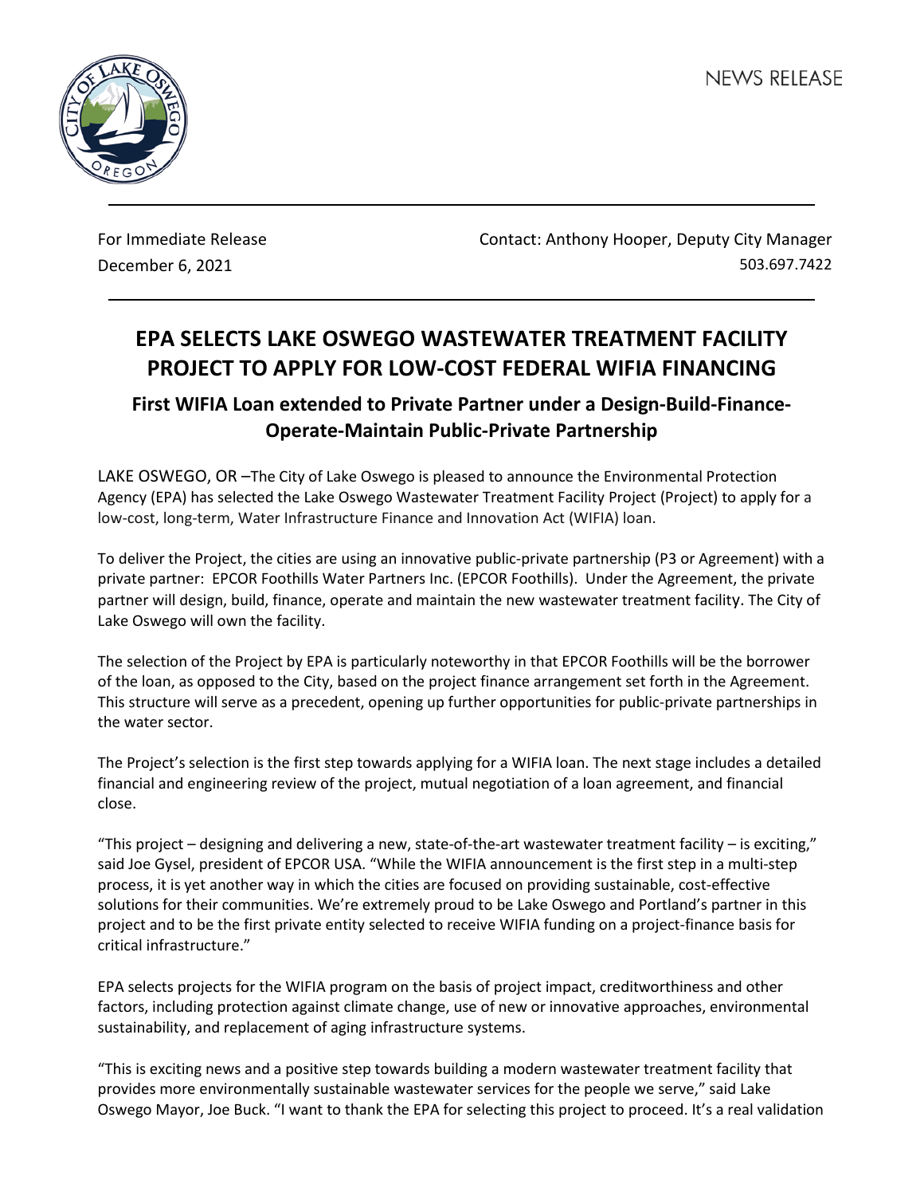NEWS RELEASE

For Immediate Release
December 6, 2021

Contact: Anthony Hooper, Deputy City Manager
503.697.7422

# EPA SELECTS LAKE OSWEGO WASTEWATER TREATMENT FACILITY PROJECT TO APPLY FOR LOW-COST FEDERAL WIFIA FINANCING

## First WIFIA Loan extended to Private Partner under a Design-Build-Finance-Operate-Maintain Public-Private Partnership

LAKE OSWEGO, OR –The City of Lake Oswego is pleased to announce the Environmental Protection Agency (EPA) has selected the Lake Oswego Wastewater Treatment Facility Project (Project) to apply for a low-cost, long-term, Water Infrastructure Finance and Innovation Act (WIFIA) loan.

To deliver the Project, the cities are using an innovative public-private partnership (P3 or Agreement) with a private partner: EPCOR Foothills Water Partners Inc. (EPCOR Foothills). Under the Agreement, the private partner will design, build, finance, operate and maintain the new wastewater treatment facility. The City of Lake Oswego will own the facility.

The selection of the Project by EPA is particularly noteworthy in that EPCOR Foothills will be the borrower of the loan, as opposed to the City, based on the project finance arrangement set forth in the Agreement. This structure will serve as a precedent, opening up further opportunities for public-private partnerships in the water sector.

The Project's selection is the first step towards applying for a WIFIA loan. The next stage includes a detailed financial and engineering review of the project, mutual negotiation of a loan agreement, and financial close.

"This project – designing and delivering a new, state-of-the-art wastewater treatment facility – is exciting," said Joe Gysel, president of EPCOR USA. "While the WIFIA announcement is the first step in a multi-step process, it is yet another way in which the cities are focused on providing sustainable, cost-effective solutions for their communities. We're extremely proud to be Lake Oswego and Portland's partner in this project and to be the first private entity selected to receive WIFIA funding on a project-finance basis for critical infrastructure."

EPA selects projects for the WIFIA program on the basis of project impact, creditworthiness and other factors, including protection against climate change, use of new or innovative approaches, environmental sustainability, and replacement of aging infrastructure systems.

"This is exciting news and a positive step towards building a modern wastewater treatment facility that provides more environmentally sustainable wastewater services for the people we serve," said Lake Oswego Mayor, Joe Buck. "I want to thank the EPA for selecting this project to proceed. It's a real validation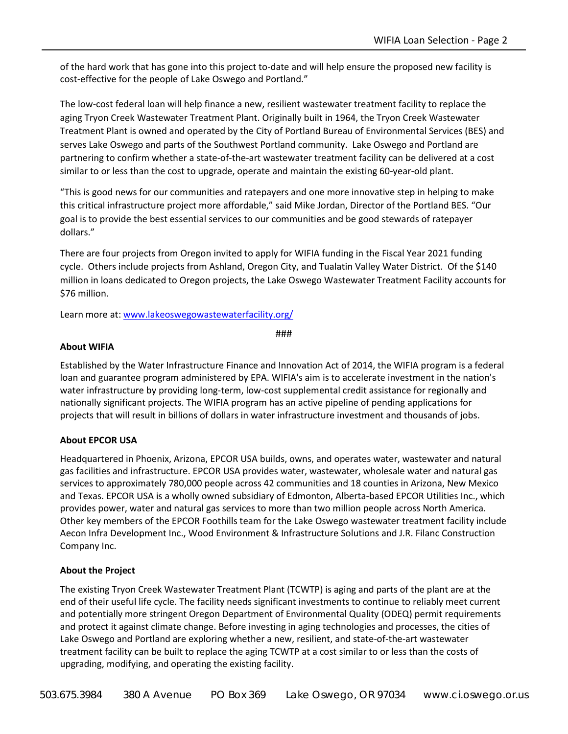of the hard work that has gone into this project to-date and will help ensure the proposed new facility is cost-effective for the people of Lake Oswego and Portland."

The low-cost federal loan will help finance a new, resilient wastewater treatment facility to replace the aging Tryon Creek Wastewater Treatment Plant. Originally built in 1964, the Tryon Creek Wastewater Treatment Plant is owned and operated by the City of Portland Bureau of Environmental Services (BES) and serves Lake Oswego and parts of the Southwest Portland community. Lake Oswego and Portland are partnering to confirm whether a state-of-the-art wastewater treatment facility can be delivered at a cost similar to or less than the cost to upgrade, operate and maintain the existing 60-year-old plant.

"This is good news for our communities and ratepayers and one more innovative step in helping to make this critical infrastructure project more affordable," said Mike Jordan, Director of the Portland BES. "Our goal is to provide the best essential services to our communities and be good stewards of ratepayer dollars."

There are four projects from Oregon invited to apply for WIFIA funding in the Fiscal Year 2021 funding cycle. Others include projects from Ashland, Oregon City, and Tualatin Valley Water District. Of the $140 million in loans dedicated to Oregon projects, the Lake Oswego Wastewater Treatment Facility accounts for $76 million.

Learn more at: [www.lakeoswegowastewaterfacility.org/](www.lakeoswegowastewaterfacility.org/)

###

**About WIFIA**

Established by the Water Infrastructure Finance and Innovation Act of 2014, the WIFIA program is a federal loan and guarantee program administered by EPA. WIFIA's aim is to accelerate investment in the nation's water infrastructure by providing long-term, low-cost supplemental credit assistance for regionally and nationally significant projects. The WIFIA program has an active pipeline of pending applications for projects that will result in billions of dollars in water infrastructure investment and thousands of jobs.

**About EPCOR USA**

Headquartered in Phoenix, Arizona, EPCOR USA builds, owns, and operates water, wastewater and natural gas facilities and infrastructure. EPCOR USA provides water, wastewater, wholesale water and natural gas services to approximately 780,000 people across 42 communities and 18 counties in Arizona, New Mexico and Texas. EPCOR USA is a wholly owned subsidiary of Edmonton, Alberta-based EPCOR Utilities Inc., which provides power, water and natural gas services to more than two million people across North America. Other key members of the EPCOR Foothills team for the Lake Oswego wastewater treatment facility include Aecon Infra Development Inc., Wood Environment & Infrastructure Solutions and J.R. Filanc Construction Company Inc.

**About the Project**

The existing Tryon Creek Wastewater Treatment Plant (TCWTP) is aging and parts of the plant are at the end of their useful life cycle. The facility needs significant investments to continue to reliably meet current and potentially more stringent Oregon Department of Environmental Quality (ODEQ) permit requirements and protect it against climate change. Before investing in aging technologies and processes, the cities of Lake Oswego and Portland are exploring whether a new, resilient, and state-of-the-art wastewater treatment facility can be built to replace the aging TCWTP at a cost similar to or less than the costs of upgrading, modifying, and operating the existing facility.